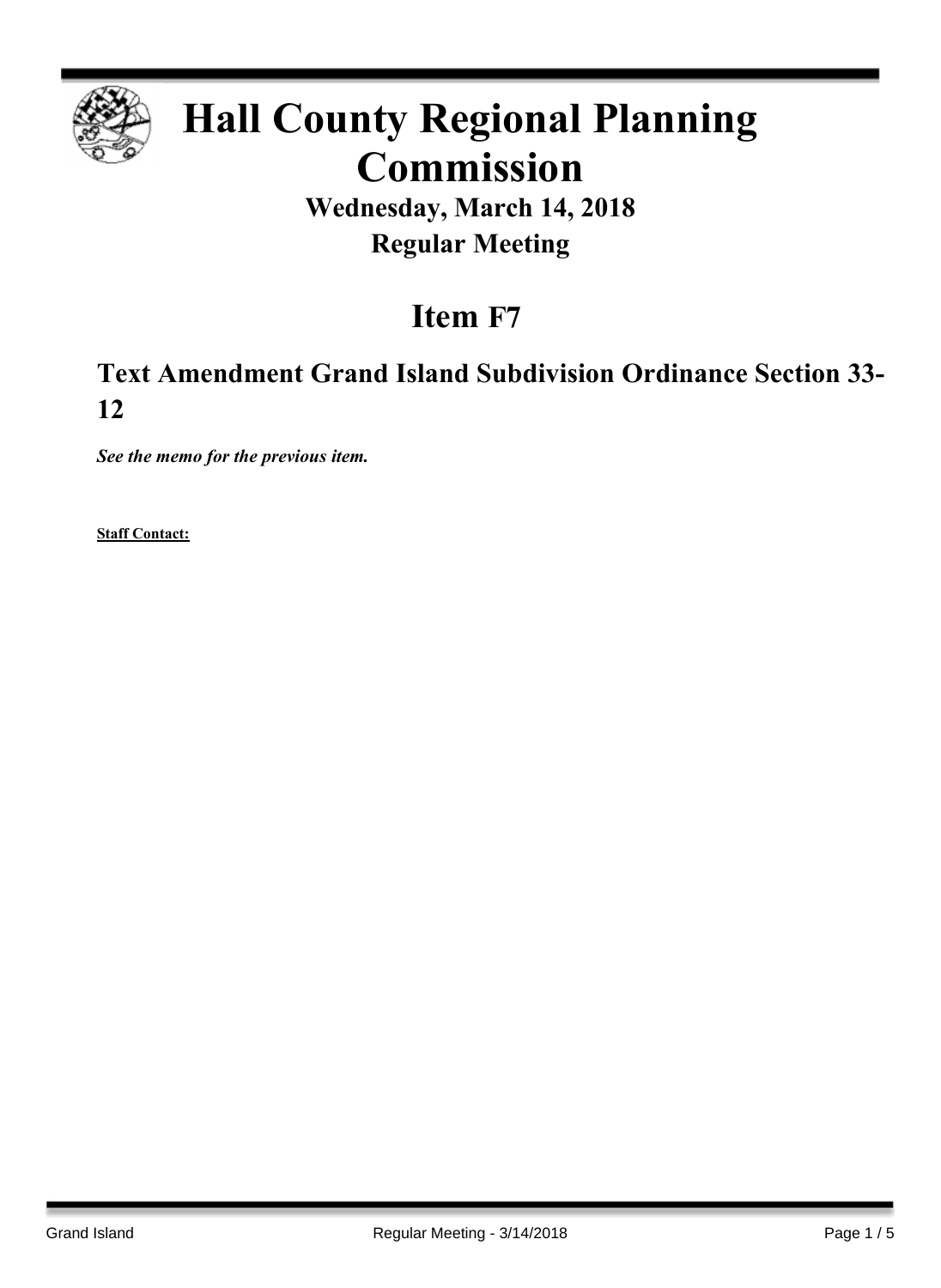# Hall County Regional Planning Commission

## Wednesday, March 14, 2018

## Regular Meeting

# Item F7

## Text Amendment Grand Island Subdivision Ordinance Section 33-12

***See the memo for the previous item.***

**Staff Contact:**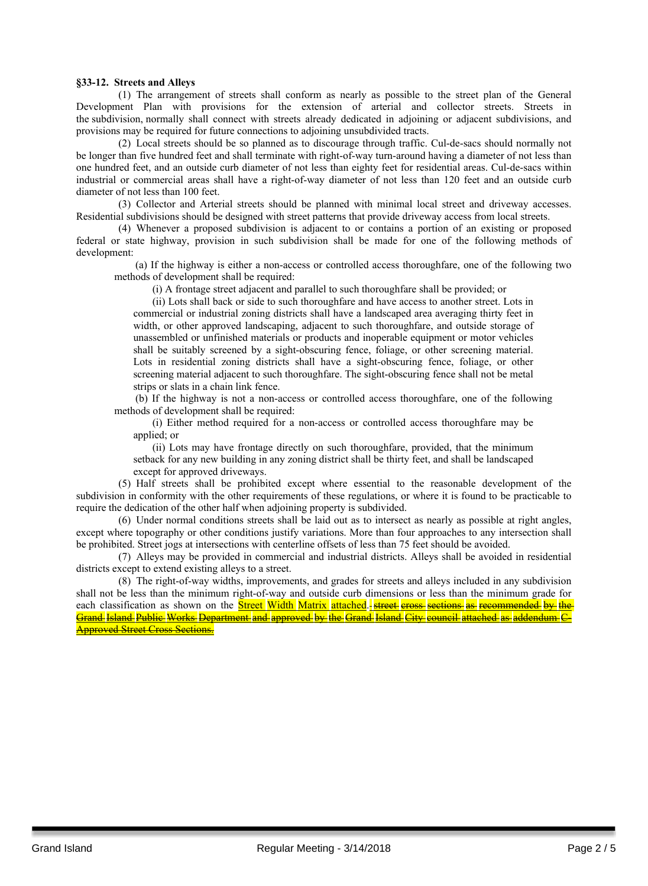**§33-12. Streets and Alleys**

(1) The arrangement of streets shall conform as nearly as possible to the street plan of the General Development Plan with provisions for the extension of arterial and collector streets. Streets in the subdivision, normally shall connect with streets already dedicated in adjoining or adjacent subdivisions, and provisions may be required for future connections to adjoining unsubdivided tracts.

(2) Local streets should be so planned as to discourage through traffic. Cul-de-sacs should normally not be longer than five hundred feet and shall terminate with right-of-way turn-around having a diameter of not less than one hundred feet, and an outside curb diameter of not less than eighty feet for residential areas. Cul-de-sacs within industrial or commercial areas shall have a right-of-way diameter of not less than 120 feet and an outside curb diameter of not less than 100 feet.

(3) Collector and Arterial streets should be planned with minimal local street and driveway accesses. Residential subdivisions should be designed with street patterns that provide driveway access from local streets.

(4) Whenever a proposed subdivision is adjacent to or contains a portion of an existing or proposed federal or state highway, provision in such subdivision shall be made for one of the following methods of development:

(a) If the highway is either a non-access or controlled access thoroughfare, one of the following two methods of development shall be required:

(i) A frontage street adjacent and parallel to such thoroughfare shall be provided; or

(ii) Lots shall back or side to such thoroughfare and have access to another street. Lots in commercial or industrial zoning districts shall have a landscaped area averaging thirty feet in width, or other approved landscaping, adjacent to such thoroughfare, and outside storage of unassembled or unfinished materials or products and inoperable equipment or motor vehicles shall be suitably screened by a sight-obscuring fence, foliage, or other screening material. Lots in residential zoning districts shall have a sight-obscuring fence, foliage, or other screening material adjacent to such thoroughfare. The sight-obscuring fence shall not be metal strips or slats in a chain link fence.

(b) If the highway is not a non-access or controlled access thoroughfare, one of the following methods of development shall be required:

(i) Either method required for a non-access or controlled access thoroughfare may be applied; or

(ii) Lots may have frontage directly on such thoroughfare, provided, that the minimum setback for any new building in any zoning district shall be thirty feet, and shall be landscaped except for approved driveways.

(5) Half streets shall be prohibited except where essential to the reasonable development of the subdivision in conformity with the other requirements of these regulations, or where it is found to be practicable to require the dedication of the other half when adjoining property is subdivided.

(6) Under normal conditions streets shall be laid out as to intersect as nearly as possible at right angles, except where topography or other conditions justify variations. More than four approaches to any intersection shall be prohibited. Street jogs at intersections with centerline offsets of less than 75 feet should be avoided.

(7) Alleys may be provided in commercial and industrial districts. Alleys shall be avoided in residential districts except to extend existing alleys to a street.

(8) The right-of-way widths, improvements, and grades for streets and alleys included in any subdivision shall not be less than the minimum right-of-way and outside curb dimensions or less than the minimum grade for each classification as shown on the Street Width Matrix attached. ~~street cross sections as recommended by the Grand Island Public Works Department and approved by the Grand Island City council attached as addendum C-Approved Street Cross Sections.~~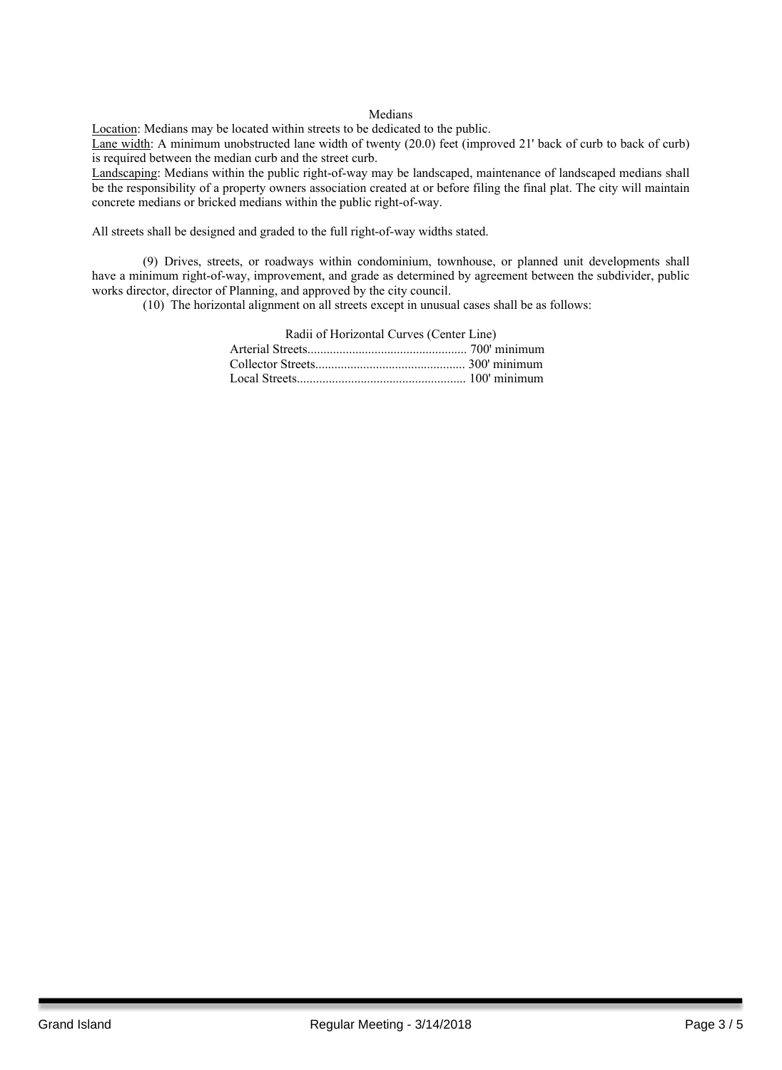Medians

<u>Location</u>: Medians may be located within streets to be dedicated to the public.
<u>Lane width</u>: A minimum unobstructed lane width of twenty (20.0) feet (improved 21' back of curb to back of curb) is required between the median curb and the street curb.
<u>Landscaping</u>: Medians within the public right-of-way may be landscaped, maintenance of landscaped medians shall be the responsibility of a property owners association created at or before filing the final plat. The city will maintain concrete medians or bricked medians within the public right-of-way.

All streets shall be designed and graded to the full right-of-way widths stated.

(9) Drives, streets, or roadways within condominium, townhouse, or planned unit developments shall have a minimum right-of-way, improvement, and grade as determined by agreement between the subdivider, public works director, director of Planning, and approved by the city council.

(10) The horizontal alignment on all streets except in unusual cases shall be as follows:

Radii of Horizontal Curves (Center Line)

Arterial Streets.................................................. 700' minimum
Collector Streets............................................... 300' minimum
Local Streets.................................................... 100' minimum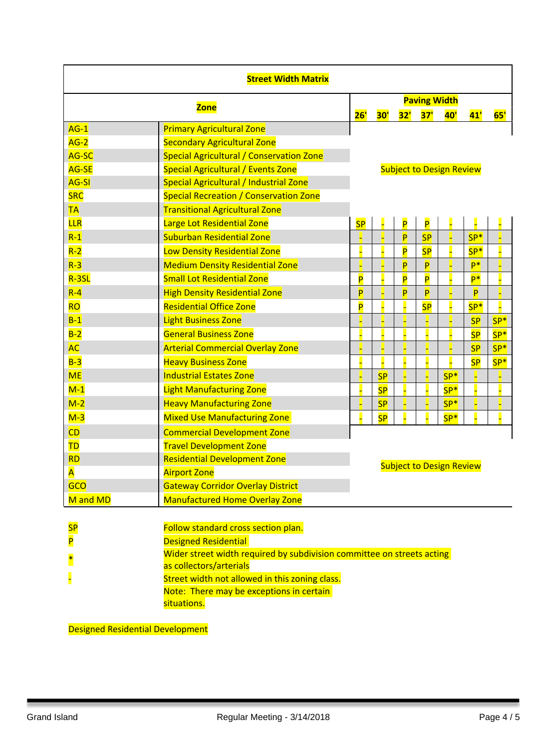# Street Width Matrix

| Zone | | Paving Width | | | | | | |
|---|---|---|---|---|---|---|---|---|
| | | 26' | 30' | 32' | 37' | 40' | 41' | 65' |
| AG-1 | Primary Agricultural Zone | Subject to Design Review | | | | | | |
| AG-2 | Secondary Agricultural Zone | Subject to Design Review | | | | | | |
| AG-SC | Special Agricultural / Conservation Zone | Subject to Design Review | | | | | | |
| AG-SE | Special Agricultural / Events Zone | Subject to Design Review | | | | | | |
| AG-SI | Special Agricultural / Industrial Zone | Subject to Design Review | | | | | | |
| SRC | Special Recreation / Conservation Zone | Subject to Design Review | | | | | | |
| TA | Transitional Agricultural Zone | Subject to Design Review | | | | | | |
| LLR | Large Lot Residential Zone | SP | - | P | P | - | - | - |
| R-1 | Suburban Residential Zone | - | - | P | SP | - | SP* | - |
| R-2 | Low Density Residential Zone | - | - | P | SP | - | SP* | - |
| R-3 | Medium Density Residential Zone | - | - | P | P | - | P* | - |
| R-3SL | Small Lot Residential Zone | P | - | P | P | - | P* | - |
| R-4 | High Density Residential Zone | P | - | P | P | - | P | - |
| RO | Residential Office Zone | P | - | - | SP | - | SP* | - |
| B-1 | Light Business Zone | - | - | - | - | - | SP | SP* |
| B-2 | General Business Zone | - | - | - | - | - | SP | SP* |
| AC | Arterial Commercial Overlay Zone | - | - | - | - | - | SP | SP* |
| B-3 | Heavy Business Zone | - | - | - | - | - | SP | SP* |
| ME | Industrial Estates Zone | - | SP | - | - | SP* | - | - |
| M-1 | Light Manufacturing Zone | - | SP | - | - | SP* | - | - |
| M-2 | Heavy Manufacturing Zone | - | SP | - | - | SP* | - | - |
| M-3 | Mixed Use Manufacturing Zone | - | SP | - | - | SP* | - | - |
| CD | Commercial Development Zone | Subject to Design Review | | | | | | |
| TD | Travel Development Zone | Subject to Design Review | | | | | | |
| RD | Residential Development Zone | Subject to Design Review | | | | | | |
| A | Airport Zone | Subject to Design Review | | | | | | |
| GCO | Gateway Corridor Overlay District | Subject to Design Review | | | | | | |
| M and MD | Manufactured Home Overlay Zone | Subject to Design Review | | | | | | |

| | |
|---|---|
| SP | Follow standard cross section plan. |
| P | Designed Residential |
| * | Wider street width required by subdivision committee on streets acting as collectors/arterials |
| - | Street width not allowed in this zoning class. |
| | Note: There may be exceptions in certain situations. |

Designed Residential Development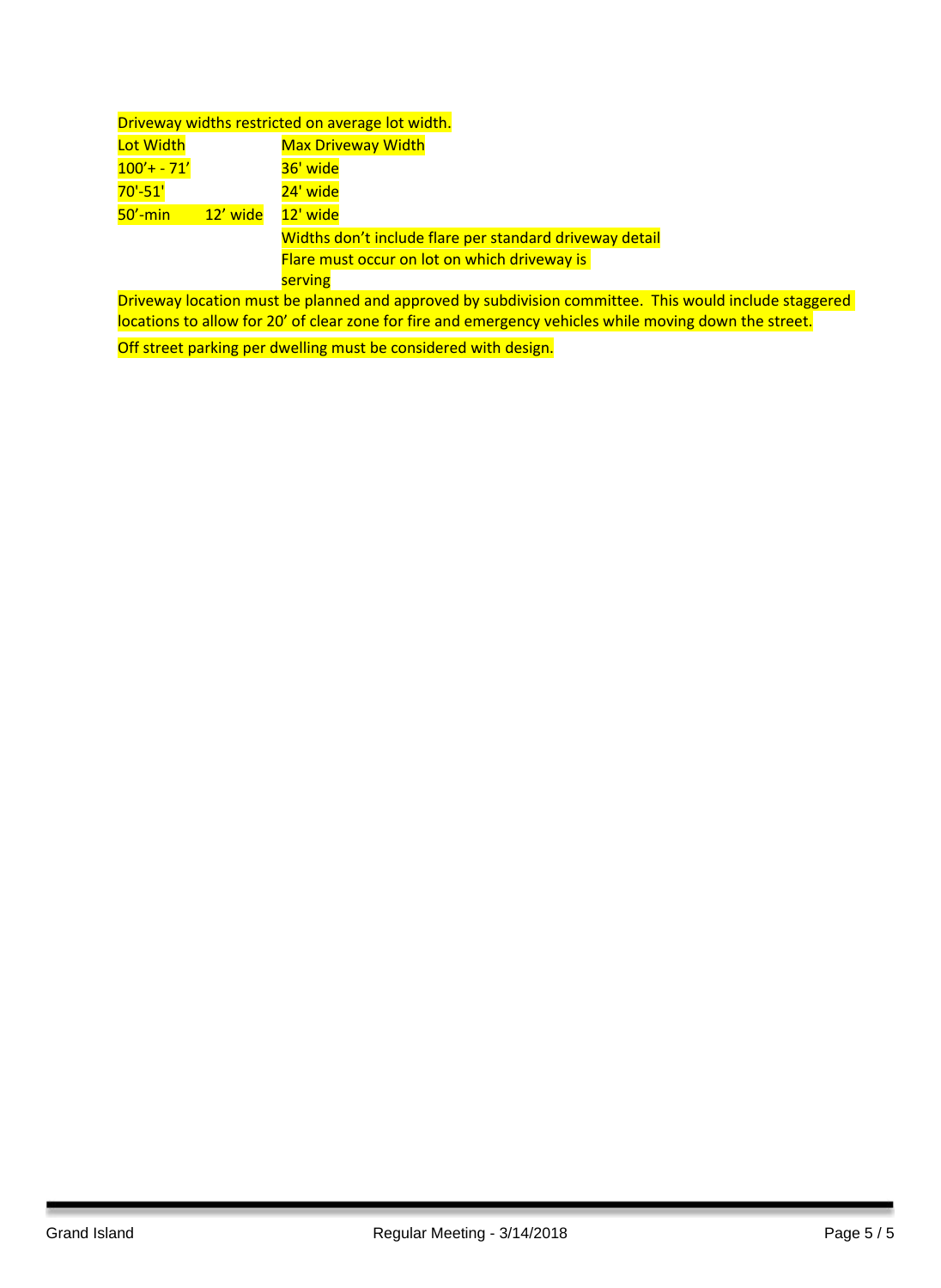Driveway widths restricted on average lot width.

| Lot Width | | Max Driveway Width |
|---|---|---|
| 100'+ - 71' | | 36' wide |
| 70'-51' | | 24' wide |
| 50'-min | 12' wide | 12' wide |
| | | Widths don't include flare per standard driveway detail |
| | | Flare must occur on lot on which driveway is serving |

Driveway location must be planned and approved by subdivision committee. This would include staggered locations to allow for 20' of clear zone for fire and emergency vehicles while moving down the street.

Off street parking per dwelling must be considered with design.